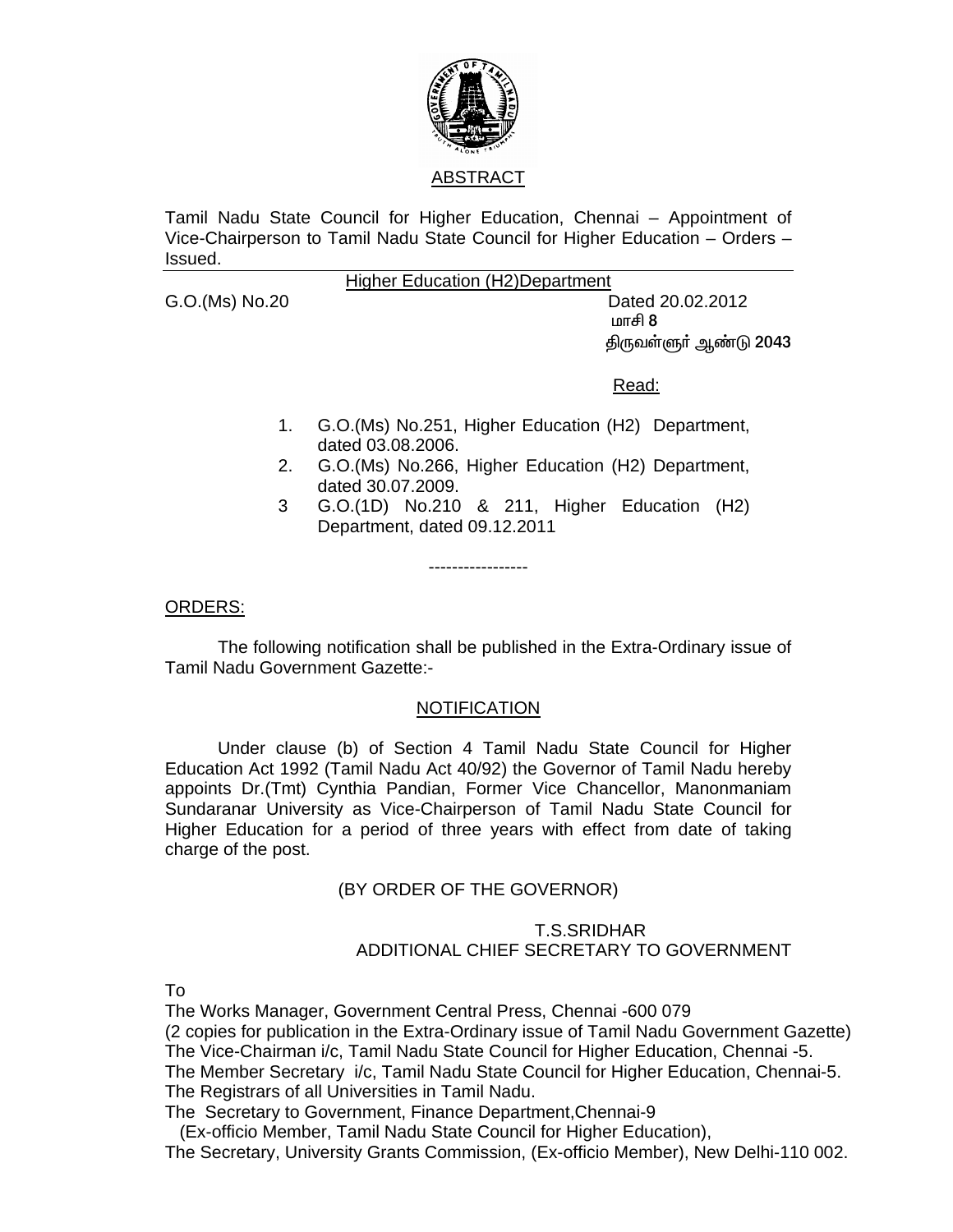## ABSTRACT

Tamil Nadu State Council for Higher Education, Chennai – Appointment of Vice-Chairperson to Tamil Nadu State Council for Higher Education – Orders – Issued.

---

Higher Education (H2)Department

G.O.(Ms) No.20 Dated 20.02.2012

மாசி **8**

திருவள்ளுர் ஆண்டு **2043**

Read:

1. G.O.(Ms) No.251, Higher Education (H2) Department, dated 03.08.2006.
2. G.O.(Ms) No.266, Higher Education (H2) Department, dated 30.07.2009.
3. G.O.(1D) No.210 & 211, Higher Education (H2) Department, dated 09.12.2011

-----------------

ORDERS:

The following notification shall be published in the Extra-Ordinary issue of Tamil Nadu Government Gazette:-

NOTIFICATION

Under clause (b) of Section 4 Tamil Nadu State Council for Higher Education Act 1992 (Tamil Nadu Act 40/92) the Governor of Tamil Nadu hereby appoints Dr.(Tmt) Cynthia Pandian, Former Vice Chancellor, Manonmaniam Sundaranar University as Vice-Chairperson of Tamil Nadu State Council for Higher Education for a period of three years with effect from date of taking charge of the post.

(BY ORDER OF THE GOVERNOR)

T.S.SRIDHAR
ADDITIONAL CHIEF SECRETARY TO GOVERNMENT

To

The Works Manager, Government Central Press, Chennai -600 079
(2 copies for publication in the Extra-Ordinary issue of Tamil Nadu Government Gazette)
The Vice-Chairman i/c, Tamil Nadu State Council for Higher Education, Chennai -5.
The Member Secretary i/c, Tamil Nadu State Council for Higher Education, Chennai-5.
The Registrars of all Universities in Tamil Nadu.
The Secretary to Government, Finance Department,Chennai-9
(Ex-officio Member, Tamil Nadu State Council for Higher Education),
The Secretary, University Grants Commission, (Ex-officio Member), New Delhi-110 002.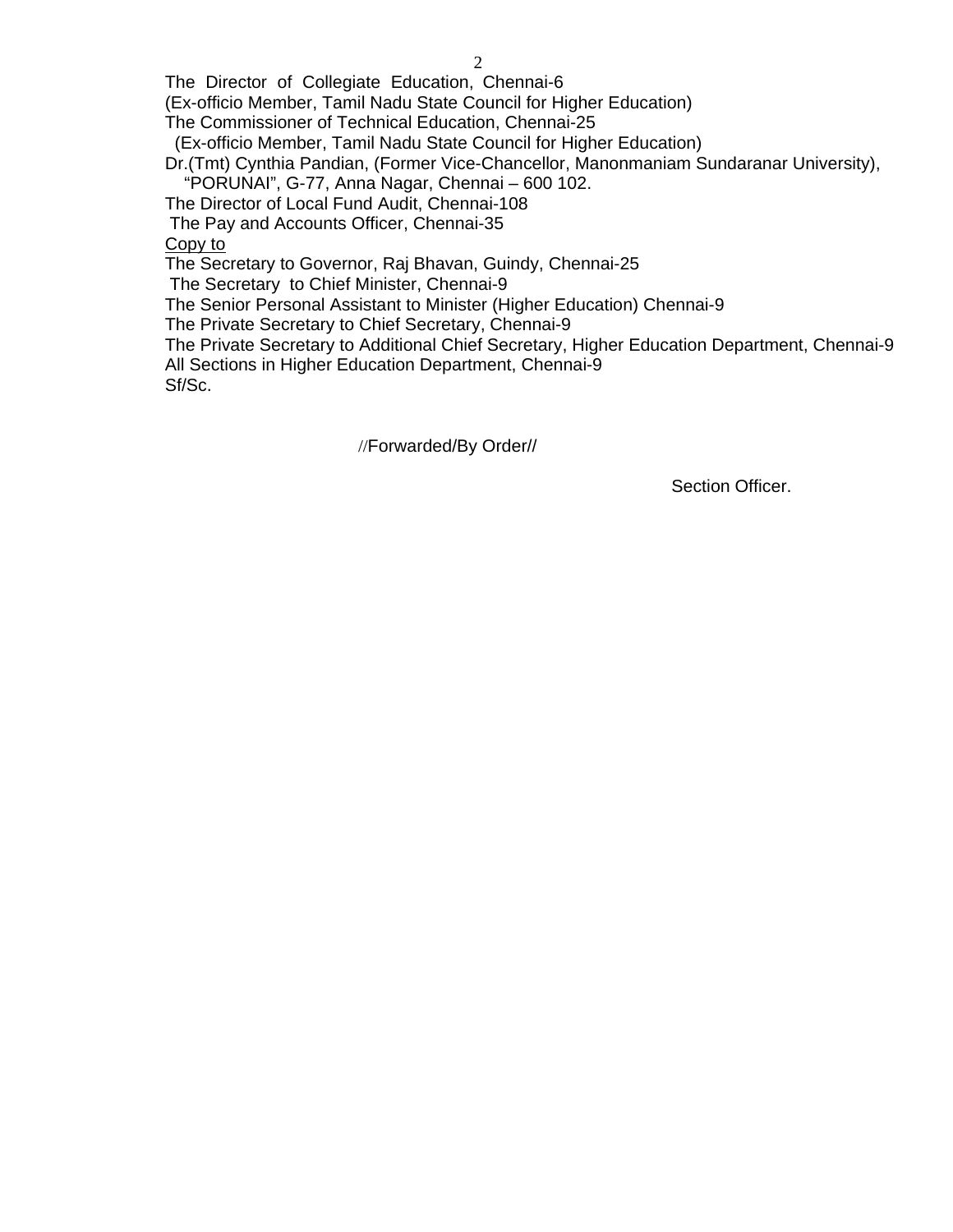The Director of Collegiate Education, Chennai-6
(Ex-officio Member, Tamil Nadu State Council for Higher Education)
The Commissioner of Technical Education, Chennai-25
(Ex-officio Member, Tamil Nadu State Council for Higher Education)
Dr.(Tmt) Cynthia Pandian, (Former Vice-Chancellor, Manonmaniam Sundaranar University),
"PORUNAI", G-77, Anna Nagar, Chennai – 600 102.
The Director of Local Fund Audit, Chennai-108
The Pay and Accounts Officer, Chennai-35

Copy to

The Secretary to Governor, Raj Bhavan, Guindy, Chennai-25
The Secretary to Chief Minister, Chennai-9
The Senior Personal Assistant to Minister (Higher Education) Chennai-9
The Private Secretary to Chief Secretary, Chennai-9
The Private Secretary to Additional Chief Secretary, Higher Education Department, Chennai-9
All Sections in Higher Education Department, Chennai-9
Sf/Sc.

//Forwarded/By Order//

Section Officer.